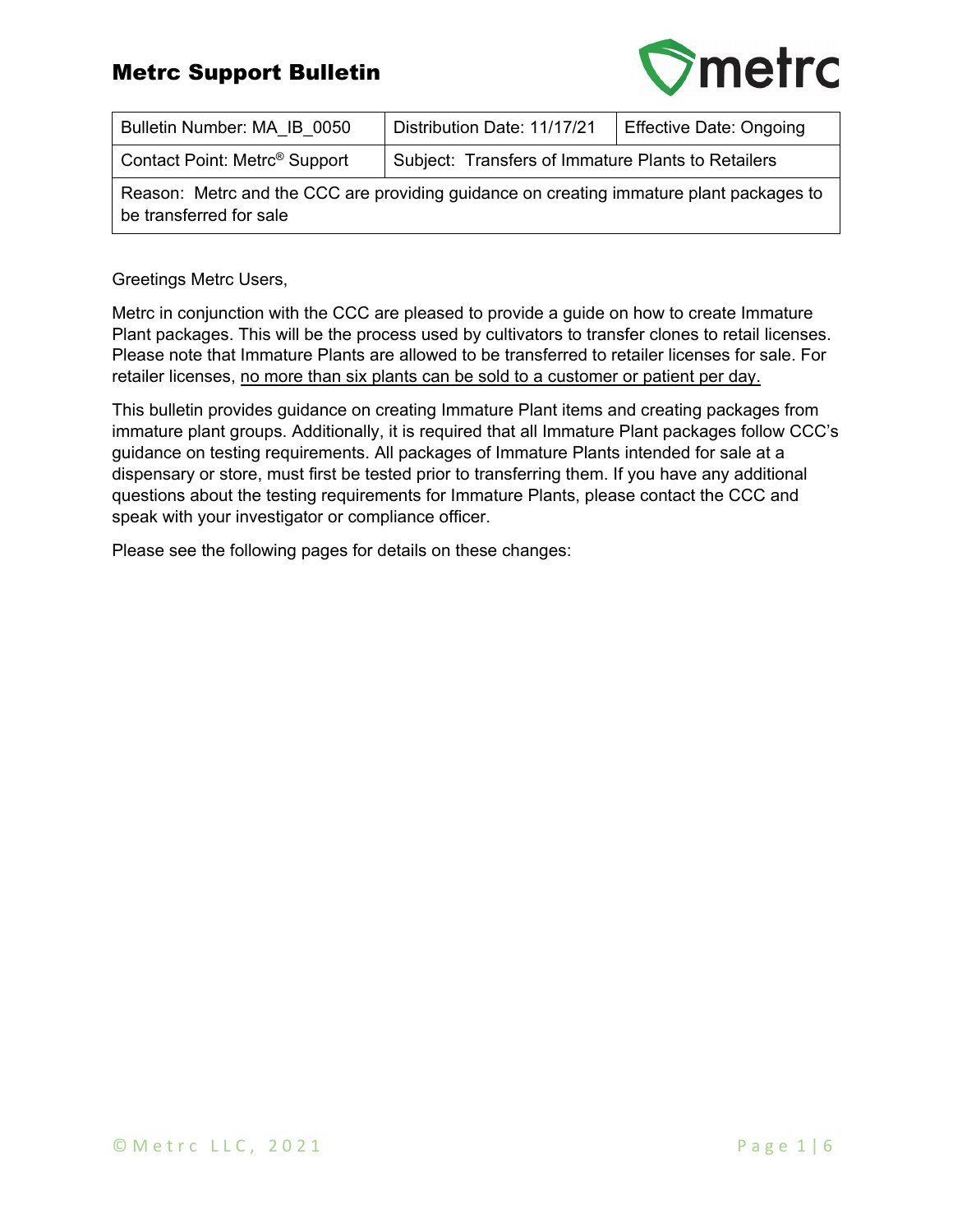# Metrc Support Bulletin

| Bulletin Number: MA_IB_0050 | Distribution Date: 11/17/21 | Effective Date: Ongoing |
|---|---|---|
| Contact Point: Metrc® Support | Subject: Transfers of Immature Plants to Retailers | |
| Reason: Metrc and the CCC are providing guidance on creating immature plant packages to be transferred for sale | | |

Greetings Metrc Users,

Metrc in conjunction with the CCC are pleased to provide a guide on how to create Immature Plant packages. This will be the process used by cultivators to transfer clones to retail licenses. Please note that Immature Plants are allowed to be transferred to retailer licenses for sale. For retailer licenses, <u>no more than six plants can be sold to a customer or patient per day.</u>

This bulletin provides guidance on creating Immature Plant items and creating packages from immature plant groups. Additionally, it is required that all Immature Plant packages follow CCC's guidance on testing requirements. All packages of Immature Plants intended for sale at a dispensary or store, must first be tested prior to transferring them. If you have any additional questions about the testing requirements for Immature Plants, please contact the CCC and speak with your investigator or compliance officer.

Please see the following pages for details on these changes: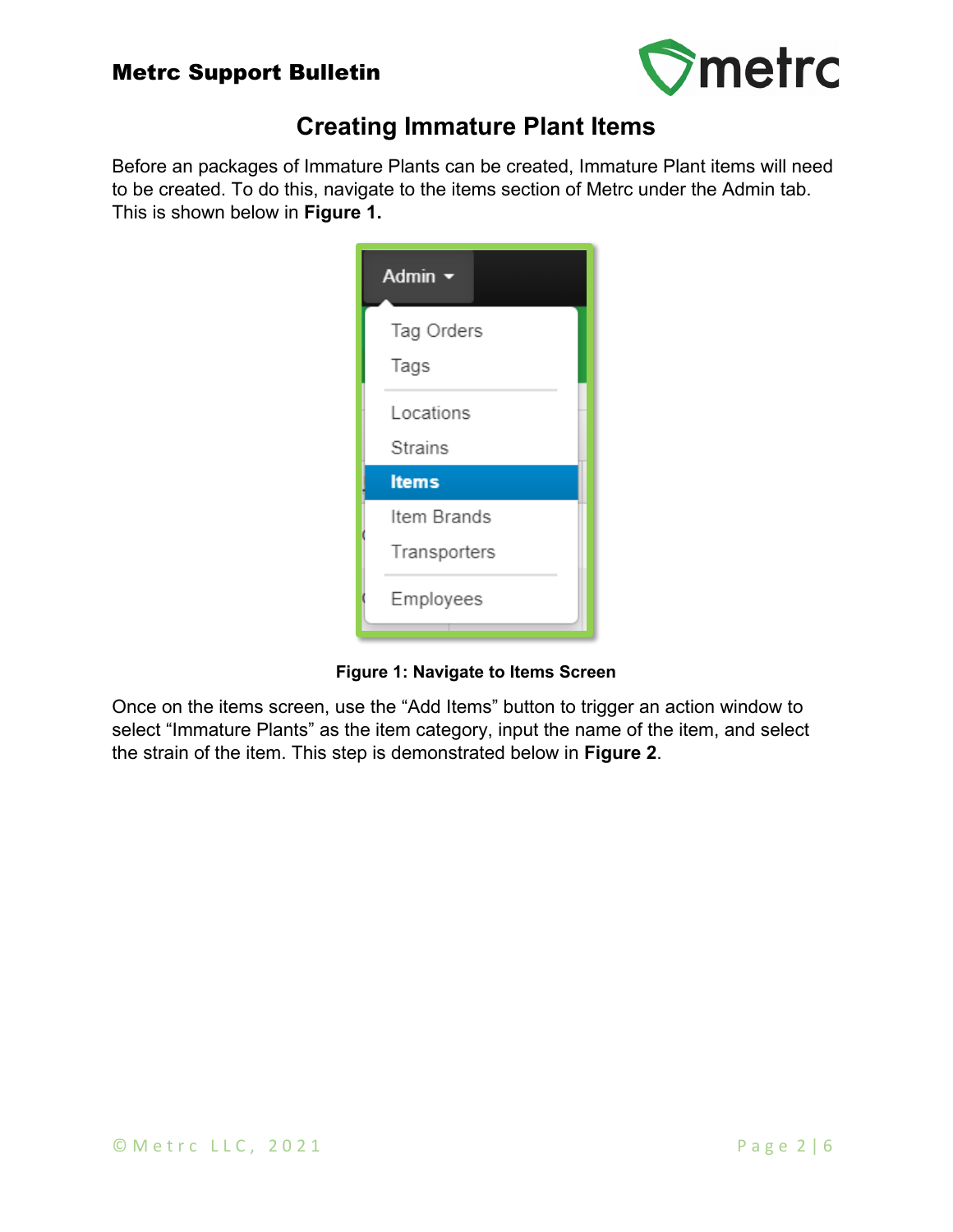## Creating Immature Plant Items

Before an packages of Immature Plants can be created, Immature Plant items will need to be created. To do this, navigate to the items section of Metrc under the Admin tab. This is shown below in **Figure 1.**

**Figure 1: Navigate to Items Screen**

Once on the items screen, use the “Add Items” button to trigger an action window to select “Immature Plants” as the item category, input the name of the item, and select the strain of the item. This step is demonstrated below in **Figure 2**.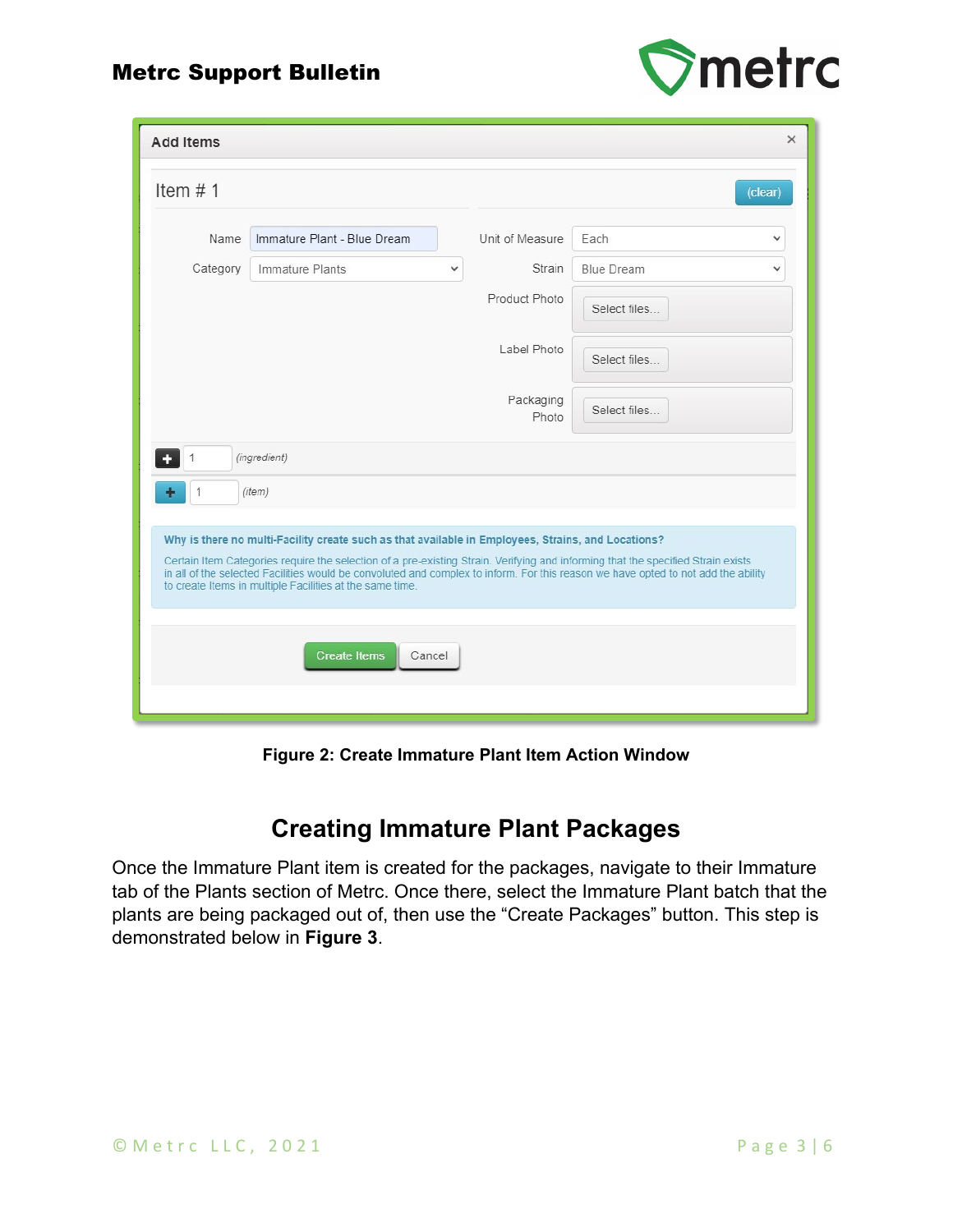Figure 2: Create Immature Plant Item Action Window

## Creating Immature Plant Packages

Once the Immature Plant item is created for the packages, navigate to their Immature tab of the Plants section of Metrc. Once there, select the Immature Plant batch that the plants are being packaged out of, then use the “Create Packages” button. This step is demonstrated below in **Figure 3**.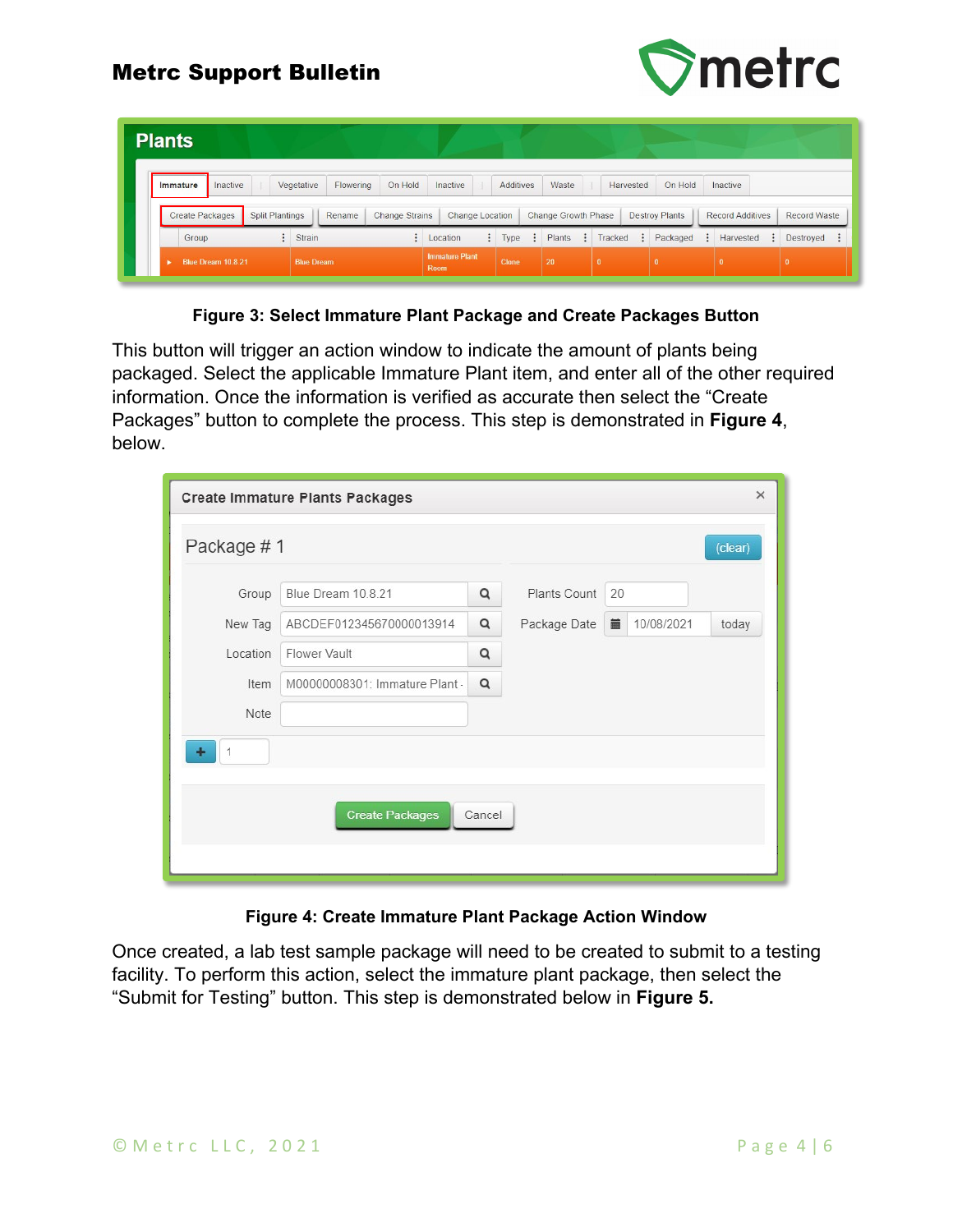**Figure 3: Select Immature Plant Package and Create Packages Button**

This button will trigger an action window to indicate the amount of plants being packaged. Select the applicable Immature Plant item, and enter all of the other required information. Once the information is verified as accurate then select the "Create Packages" button to complete the process. This step is demonstrated in **Figure 4**, below.

**Figure 4: Create Immature Plant Package Action Window**

Once created, a lab test sample package will need to be created to submit to a testing facility. To perform this action, select the immature plant package, then select the "Submit for Testing" button. This step is demonstrated below in **Figure 5.**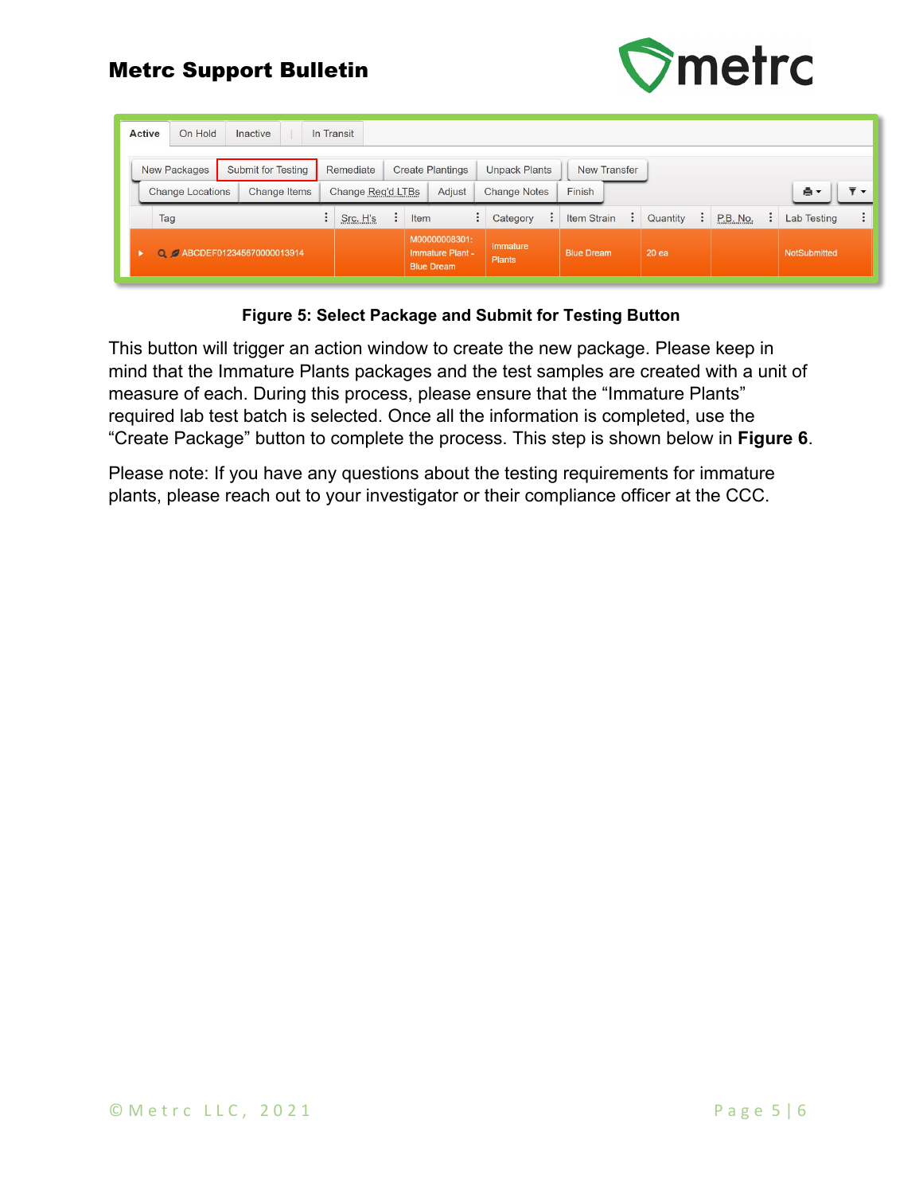Figure 5: Select Package and Submit for Testing Button

This button will trigger an action window to create the new package. Please keep in mind that the Immature Plants packages and the test samples are created with a unit of measure of each. During this process, please ensure that the “Immature Plants” required lab test batch is selected. Once all the information is completed, use the “Create Package” button to complete the process. This step is shown below in **Figure 6**.

Please note: If you have any questions about the testing requirements for immature plants, please reach out to your investigator or their compliance officer at the CCC.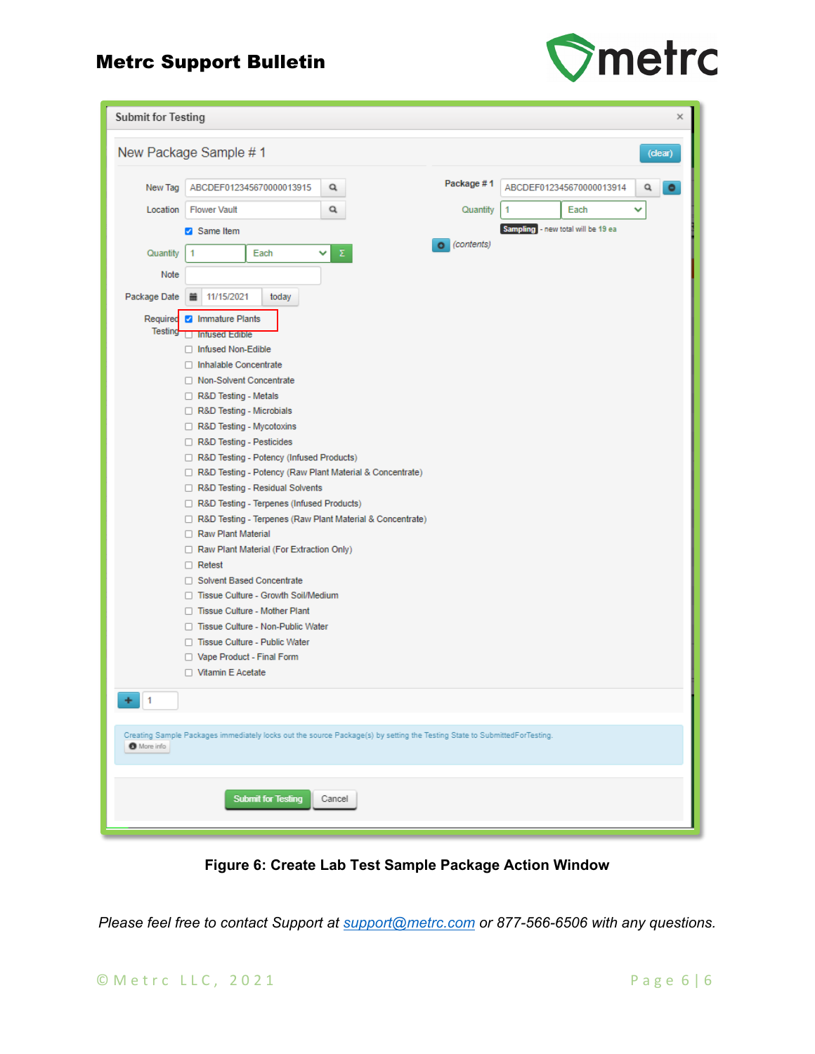Figure 6: Create Lab Test Sample Package Action Window

*Please feel free to contact Support at [support@metrc.com](mailto:support@metrc.com) or 877-566-6506 with any questions.*